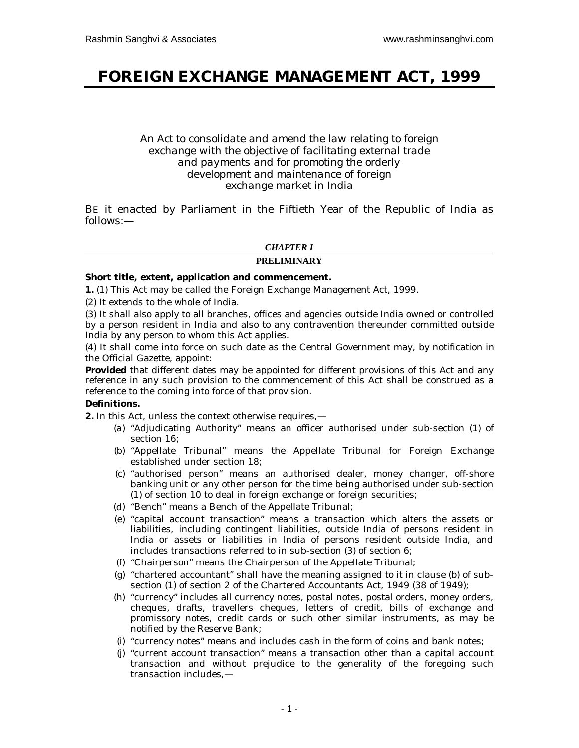# FOREIGN EXCHANGE MANAGEMENT ACT, 1999

*An Act to consolidate and amend the law relating to foreign exchange with the objective of facilitating external trade and payments and for promoting the orderly development and maintenance of foreign exchange market in India*

BE it enacted by Parliament in the Fiftieth Year of the Republic of India as follows:—

## *CHAPTER I*

## PRELIMINARY

**Short title, extent, application and commencement.**

**1.** (1) This Act may be called the Foreign Exchange Management Act, 1999.

(2) It extends to the whole of India.

(3) It shall also apply to all branches, offices and agencies outside India owned or controlled by a person resident in India and also to any contravention thereunder committed outside India by any person to whom this Act applies.

(4) It shall come into force on such date as the Central Government may, by notification in the Official Gazette, appoint:

**Provided** that different dates may be appointed for different provisions of this Act and any reference in any such provision to the commencement of this Act shall be construed as a reference to the coming into force of that provision.

**Definitions.**

**2.** In this Act, unless the context otherwise requires,—

- (a) "Adjudicating Authority" means an officer authorised under sub-section (1) of section 16;
- (b) "Appellate Tribunal" means the Appellate Tribunal for Foreign Exchange established under section 18;
- (c) "authorised person" means an authorised dealer, money changer, off-shore banking unit or any other person for the time being authorised under sub-section (1) of section 10 to deal in foreign exchange or foreign securities;
- (d) "Bench" means a Bench of the Appellate Tribunal;
- (e) "capital account transaction" means a transaction which alters the assets or liabilities, including contingent liabilities, outside India of persons resident in India or assets or liabilities in India of persons resident outside India, and includes transactions referred to in sub-section (3) of section 6;
- (f) "Chairperson" means the Chairperson of the Appellate Tribunal;
- (g) "chartered accountant" shall have the meaning assigned to it in clause (b) of sub-section (1) of section 2 of the Chartered Accountants Act, 1949 (38 of 1949);
- (h) "currency" includes all currency notes, postal notes, postal orders, money orders, cheques, drafts, travellers cheques, letters of credit, bills of exchange and promissory notes, credit cards or such other similar instruments, as may be notified by the Reserve Bank;
- (i) "currency notes" means and includes cash in the form of coins and bank notes;
- (j) "current account transaction" means a transaction other than a capital account transaction and without prejudice to the generality of the foregoing such transaction includes,—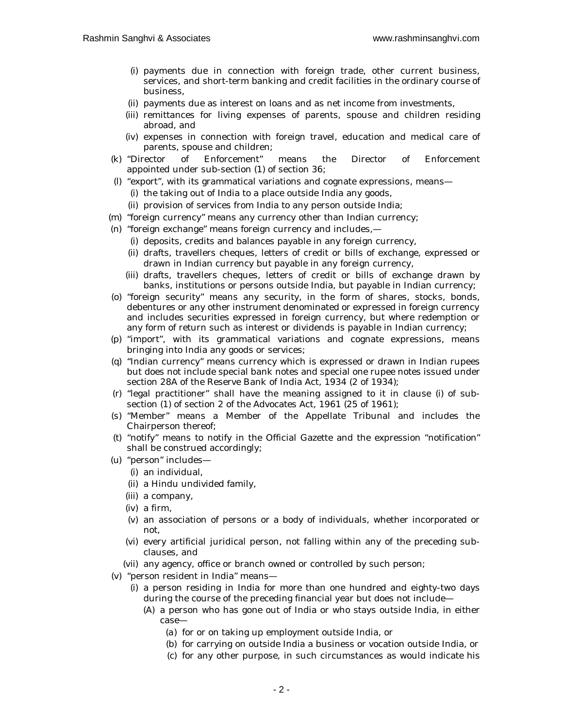(i) payments due in connection with foreign trade, other current business, services, and short-term banking and credit facilities in the ordinary course of business,

(ii) payments due as interest on loans and as net income from investments,

(iii) remittances for living expenses of parents, spouse and children residing abroad, and

(iv) expenses in connection with foreign travel, education and medical care of parents, spouse and children;

(k) "Director of Enforcement" means the Director of Enforcement appointed under sub-section (1) of section 36;

(l) "export", with its grammatical variations and cognate expressions, means—

(i) the taking out of India to a place outside India any goods,

(ii) provision of services from India to any person outside India;

(m) "foreign currency" means any currency other than Indian currency;

(n) "foreign exchange" means foreign currency and includes,—

(i) deposits, credits and balances payable in any foreign currency,

(ii) drafts, travellers cheques, letters of credit or bills of exchange, expressed or drawn in Indian currency but payable in any foreign currency,

(iii) drafts, travellers cheques, letters of credit or bills of exchange drawn by banks, institutions or persons outside India, but payable in Indian currency;

(o) "foreign security" means any security, in the form of shares, stocks, bonds, debentures or any other instrument denominated or expressed in foreign currency and includes securities expressed in foreign currency, but where redemption or any form of return such as interest or dividends is payable in Indian currency;

(p) "import", with its grammatical variations and cognate expressions, means bringing into India any goods or services;

(q) "Indian currency" means currency which is expressed or drawn in Indian rupees but does not include special bank notes and special one rupee notes issued under section 28A of the Reserve Bank of India Act, 1934 (2 of 1934);

(r) "legal practitioner" shall have the meaning assigned to it in clause (i) of sub-section (1) of section 2 of the Advocates Act, 1961 (25 of 1961);

(s) "Member" means a Member of the Appellate Tribunal and includes the Chairperson thereof;

(t) "notify" means to notify in the Official Gazette and the expression "notification" shall be construed accordingly;

(u) "person" includes—

(i) an individual,

(ii) a Hindu undivided family,

(iii) a company,

(iv) a firm,

(v) an association of persons or a body of individuals, whether incorporated or not,

(vi) every artificial juridical person, not falling within any of the preceding sub-clauses, and

(vii) any agency, office or branch owned or controlled by such person;

(v) "person resident in India" means—

(i) a person residing in India for more than one hundred and eighty-two days during the course of the preceding financial year but does not include—

(A) a person who has gone out of India or who stays outside India, in either case—

(a) for or on taking up employment outside India, or

(b) for carrying on outside India a business or vocation outside India, or

(c) for any other purpose, in such circumstances as would indicate his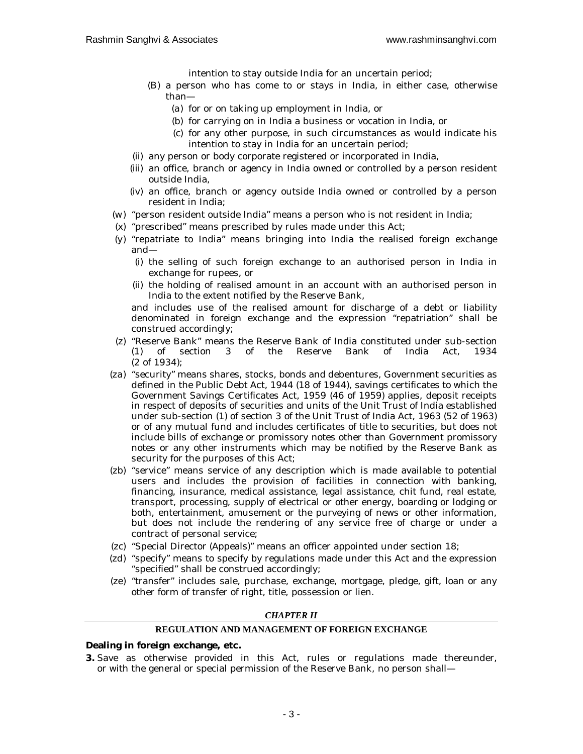intention to stay outside India for an uncertain period;

(B) a person who has come to or stays in India, in either case, otherwise than—

(a) for or on taking up employment in India, or

(b) for carrying on in India a business or vocation in India, or

(c) for any other purpose, in such circumstances as would indicate his intention to stay in India for an uncertain period;

(ii) any person or body corporate registered or incorporated in India,

(iii) an office, branch or agency in India owned or controlled by a person resident outside India,

(iv) an office, branch or agency outside India owned or controlled by a person resident in India;

(w) "person resident outside India" means a person who is not resident in India;

(x) "prescribed" means prescribed by rules made under this Act;

(y) "repatriate to India" means bringing into India the realised foreign exchange and—

(i) the selling of such foreign exchange to an authorised person in India in exchange for rupees, or

(ii) the holding of realised amount in an account with an authorised person in India to the extent notified by the Reserve Bank,

and includes use of the realised amount for discharge of a debt or liability denominated in foreign exchange and the expression "repatriation" shall be construed accordingly;

(z) "Reserve Bank" means the Reserve Bank of India constituted under sub-section (1) of section 3 of the Reserve Bank of India Act, 1934 (2 of 1934);

(za) "security" means shares, stocks, bonds and debentures, Government securities as defined in the Public Debt Act, 1944 (18 of 1944), savings certificates to which the Government Savings Certificates Act, 1959 (46 of 1959) applies, deposit receipts in respect of deposits of securities and units of the Unit Trust of India established under sub-section (1) of section 3 of the Unit Trust of India Act, 1963 (52 of 1963) or of any mutual fund and includes certificates of title to securities, but does not include bills of exchange or promissory notes other than Government promissory notes or any other instruments which may be notified by the Reserve Bank as security for the purposes of this Act;

(zb) "service" means service of any description which is made available to potential users and includes the provision of facilities in connection with banking, financing, insurance, medical assistance, legal assistance, chit fund, real estate, transport, processing, supply of electrical or other energy, boarding or lodging or both, entertainment, amusement or the purveying of news or other information, but does not include the rendering of any service free of charge or under a contract of personal service;

(zc) "Special Director (Appeals)" means an officer appointed under section 18;

(zd) "specify" means to specify by regulations made under this Act and the expression "specified" shall be construed accordingly;

(ze) "transfer" includes sale, purchase, exchange, mortgage, pledge, gift, loan or any other form of transfer of right, title, possession or lien.

## *CHAPTER II*

## REGULATION AND MANAGEMENT OF FOREIGN EXCHANGE

**Dealing in foreign exchange, etc.**

**3.** Save as otherwise provided in this Act, rules or regulations made thereunder, or with the general or special permission of the Reserve Bank, no person shall—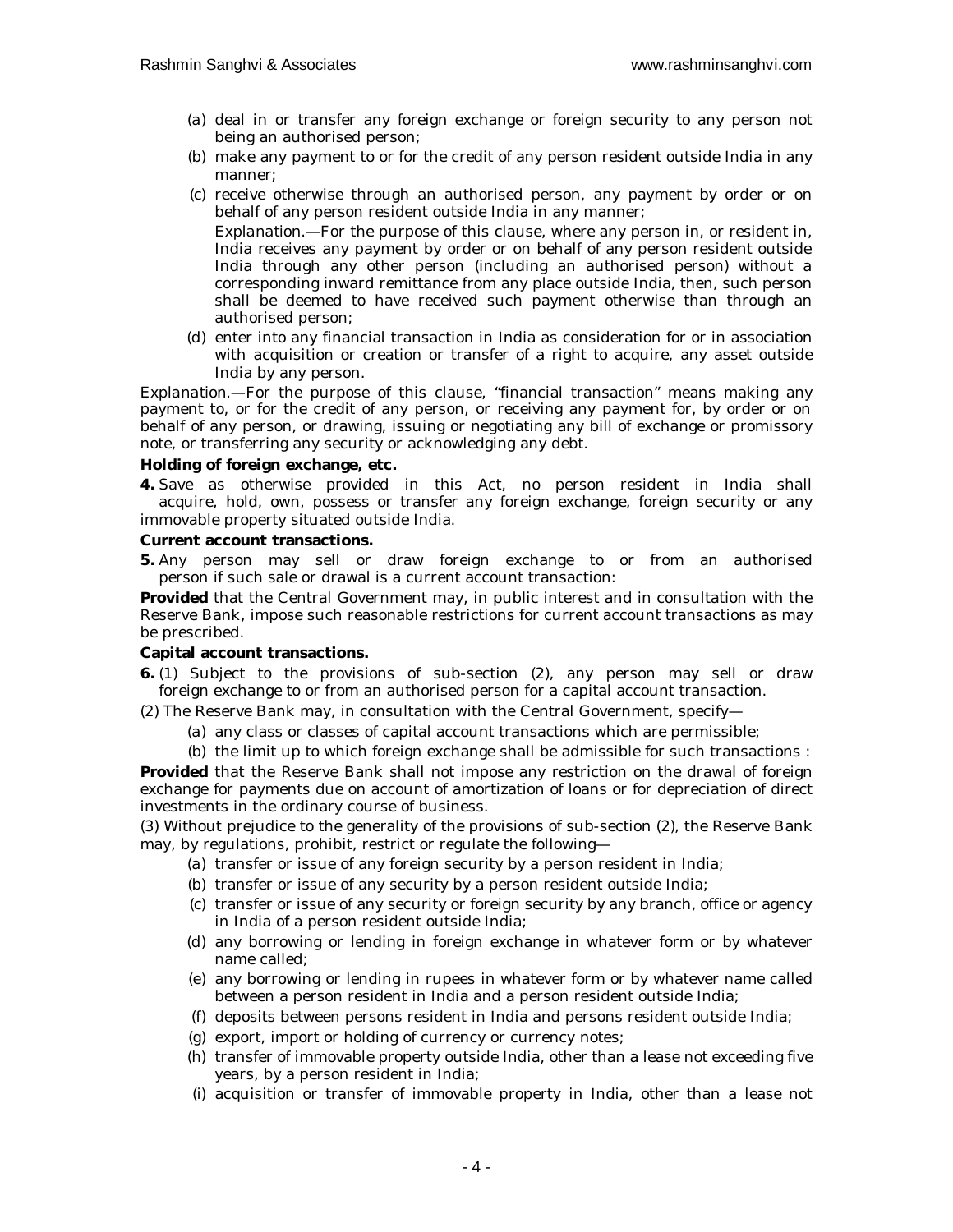(a) deal in or transfer any foreign exchange or foreign security to any person not being an authorised person;

(b) make any payment to or for the credit of any person resident outside India in any manner;

(c) receive otherwise through an authorised person, any payment by order or on behalf of any person resident outside India in any manner;

*Explanation.*—For the purpose of this clause, where any person in, or resident in, India receives any payment by order or on behalf of any person resident outside India through any other person (including an authorised person) without a corresponding inward remittance from any place outside India, then, such person shall be deemed to have received such payment otherwise than through an authorised person;

(d) enter into any financial transaction in India as consideration for or in association with acquisition or creation or transfer of a right to acquire, any asset outside India by any person.

*Explanation.*—For the purpose of this clause, "financial transaction" means making any payment to, or for the credit of any person, or receiving any payment for, by order or on behalf of any person, or drawing, issuing or negotiating any bill of exchange or promissory note, or transferring any security or acknowledging any debt.

**Holding of foreign exchange, etc.**

**4.** Save as otherwise provided in this Act, no person resident in India shall acquire, hold, own, possess or transfer any foreign exchange, foreign security or any immovable property situated outside India.

**Current account transactions.**

**5.** Any person may sell or draw foreign exchange to or from an authorised person if such sale or drawal is a current account transaction:

**Provided** that the Central Government may, in public interest and in consultation with the Reserve Bank, impose such reasonable restrictions for current account transactions as may be prescribed.

**Capital account transactions.**

**6.** (1) Subject to the provisions of sub-section (2), any person may sell or draw foreign exchange to or from an authorised person for a capital account transaction.

(2) The Reserve Bank may, in consultation with the Central Government, specify—

(a) any class or classes of capital account transactions which are permissible;

(b) the limit up to which foreign exchange shall be admissible for such transactions :

**Provided** that the Reserve Bank shall not impose any restriction on the drawal of foreign exchange for payments due on account of amortization of loans or for depreciation of direct investments in the ordinary course of business.

(3) Without prejudice to the generality of the provisions of sub-section (2), the Reserve Bank may, by regulations, prohibit, restrict or regulate the following—

(a) transfer or issue of any foreign security by a person resident in India;

(b) transfer or issue of any security by a person resident outside India;

(c) transfer or issue of any security or foreign security by any branch, office or agency in India of a person resident outside India;

(d) any borrowing or lending in foreign exchange in whatever form or by whatever name called;

(e) any borrowing or lending in rupees in whatever form or by whatever name called between a person resident in India and a person resident outside India;

(f) deposits between persons resident in India and persons resident outside India;

(g) export, import or holding of currency or currency notes;

(h) transfer of immovable property outside India, other than a lease not exceeding five years, by a person resident in India;

(i) acquisition or transfer of immovable property in India, other than a lease not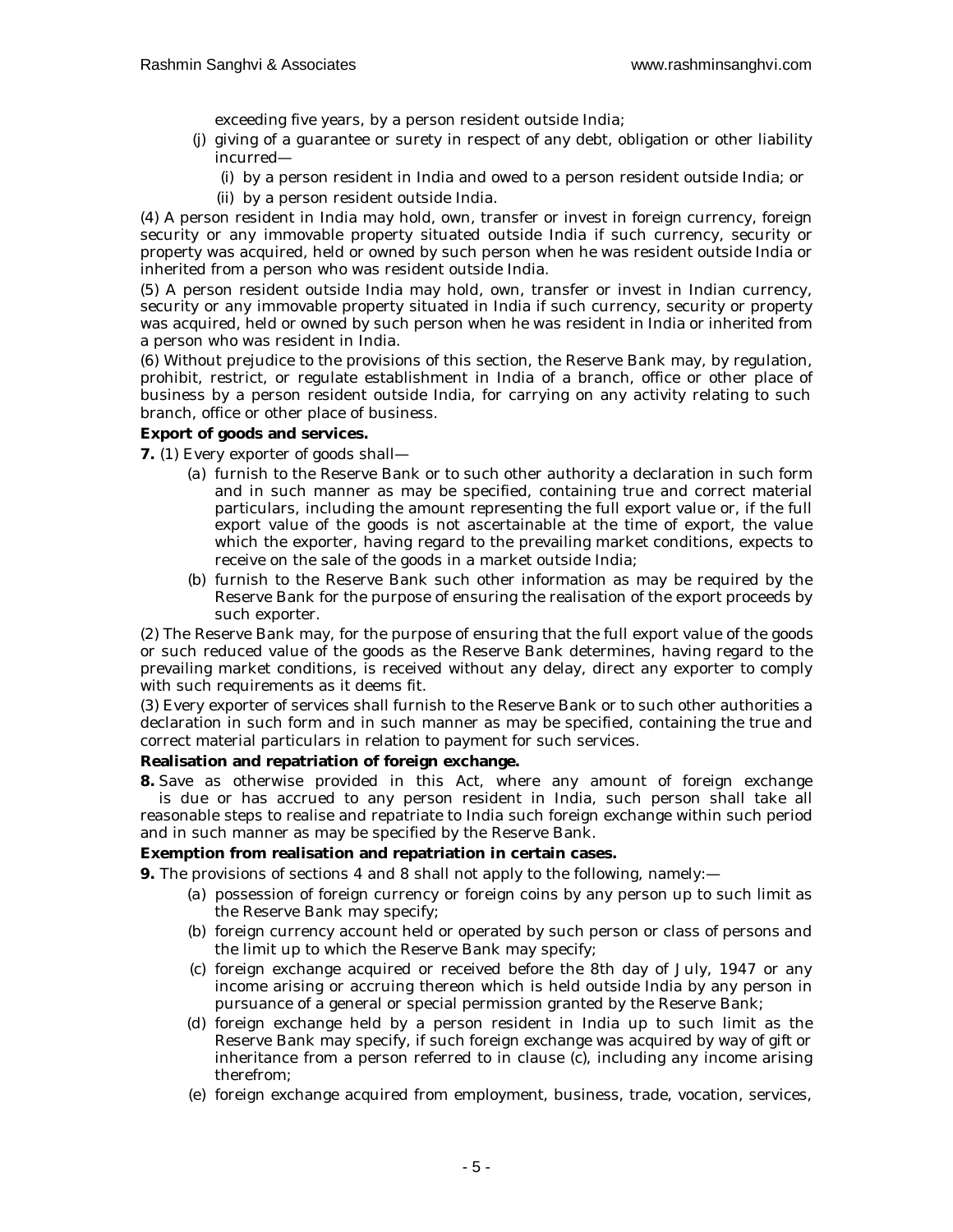exceeding five years, by a person resident outside India;

(j) giving of a guarantee or surety in respect of any debt, obligation or other liability incurred—

  (i) by a person resident in India and owed to a person resident outside India; or

  (ii) by a person resident outside India.

(4) A person resident in India may hold, own, transfer or invest in foreign currency, foreign security or any immovable property situated outside India if such currency, security or property was acquired, held or owned by such person when he was resident outside India or inherited from a person who was resident outside India.

(5) A person resident outside India may hold, own, transfer or invest in Indian currency, security or any immovable property situated in India if such currency, security or property was acquired, held or owned by such person when he was resident in India or inherited from a person who was resident in India.

(6) Without prejudice to the provisions of this section, the Reserve Bank may, by regulation, prohibit, restrict, or regulate establishment in India of a branch, office or other place of business by a person resident outside India, for carrying on any activity relating to such branch, office or other place of business.

**Export of goods and services.**

**7.** (1) Every exporter of goods shall—

(a) furnish to the Reserve Bank or to such other authority a declaration in such form and in such manner as may be specified, containing true and correct material particulars, including the amount representing the full export value or, if the full export value of the goods is not ascertainable at the time of export, the value which the exporter, having regard to the prevailing market conditions, expects to receive on the sale of the goods in a market outside India;

(b) furnish to the Reserve Bank such other information as may be required by the Reserve Bank for the purpose of ensuring the realisation of the export proceeds by such exporter.

(2) The Reserve Bank may, for the purpose of ensuring that the full export value of the goods or such reduced value of the goods as the Reserve Bank determines, having regard to the prevailing market conditions, is received without any delay, direct any exporter to comply with such requirements as it deems fit.

(3) Every exporter of services shall furnish to the Reserve Bank or to such other authorities a declaration in such form and in such manner as may be specified, containing the true and correct material particulars in relation to payment for such services.

**Realisation and repatriation of foreign exchange.**

**8.** Save as otherwise provided in this Act, where any amount of foreign exchange is due or has accrued to any person resident in India, such person shall take all reasonable steps to realise and repatriate to India such foreign exchange within such period and in such manner as may be specified by the Reserve Bank.

**Exemption from realisation and repatriation in certain cases.**

**9.** The provisions of sections 4 and 8 shall not apply to the following, namely:—

(a) possession of foreign currency or foreign coins by any person up to such limit as the Reserve Bank may specify;

(b) foreign currency account held or operated by such person or class of persons and the limit up to which the Reserve Bank may specify;

(c) foreign exchange acquired or received before the 8th day of July, 1947 or any income arising or accruing thereon which is held outside India by any person in pursuance of a general or special permission granted by the Reserve Bank;

(d) foreign exchange held by a person resident in India up to such limit as the Reserve Bank may specify, if such foreign exchange was acquired by way of gift or inheritance from a person referred to in clause (c), including any income arising therefrom;

(e) foreign exchange acquired from employment, business, trade, vocation, services,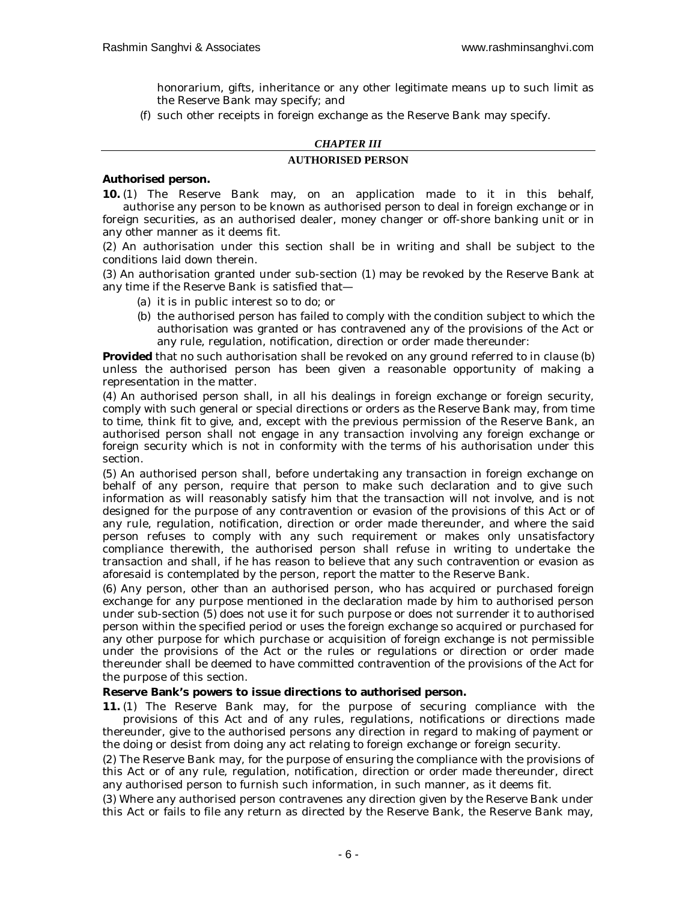honorarium, gifts, inheritance or any other legitimate means up to such limit as the Reserve Bank may specify; and

(f) such other receipts in foreign exchange as the Reserve Bank may specify.

## *CHAPTER III*

## AUTHORISED PERSON

**Authorised person.**

**10.** (1) The Reserve Bank may, on an application made to it in this behalf, authorise any person to be known as authorised person to deal in foreign exchange or in foreign securities, as an authorised dealer, money changer or off-shore banking unit or in any other manner as it deems fit.

(2) An authorisation under this section shall be in writing and shall be subject to the conditions laid down therein.

(3) An authorisation granted under sub-section (1) may be revoked by the Reserve Bank at any time if the Reserve Bank is satisfied that—

(a) it is in public interest so to do; or

(b) the authorised person has failed to comply with the condition subject to which the authorisation was granted or has contravened any of the provisions of the Act or any rule, regulation, notification, direction or order made thereunder:

**Provided** that no such authorisation shall be revoked on any ground referred to in clause (b) unless the authorised person has been given a reasonable opportunity of making a representation in the matter.

(4) An authorised person shall, in all his dealings in foreign exchange or foreign security, comply with such general or special directions or orders as the Reserve Bank may, from time to time, think fit to give, and, except with the previous permission of the Reserve Bank, an authorised person shall not engage in any transaction involving any foreign exchange or foreign security which is not in conformity with the terms of his authorisation under this section.

(5) An authorised person shall, before undertaking any transaction in foreign exchange on behalf of any person, require that person to make such declaration and to give such information as will reasonably satisfy him that the transaction will not involve, and is not designed for the purpose of any contravention or evasion of the provisions of this Act or of any rule, regulation, notification, direction or order made thereunder, and where the said person refuses to comply with any such requirement or makes only unsatisfactory compliance therewith, the authorised person shall refuse in writing to undertake the transaction and shall, if he has reason to believe that any such contravention or evasion as aforesaid is contemplated by the person, report the matter to the Reserve Bank.

(6) Any person, other than an authorised person, who has acquired or purchased foreign exchange for any purpose mentioned in the declaration made by him to authorised person under sub-section (5) does not use it for such purpose or does not surrender it to authorised person within the specified period or uses the foreign exchange so acquired or purchased for any other purpose for which purchase or acquisition of foreign exchange is not permissible under the provisions of the Act or the rules or regulations or direction or order made thereunder shall be deemed to have committed contravention of the provisions of the Act for the purpose of this section.

**Reserve Bank's powers to issue directions to authorised person.**

**11.** (1) The Reserve Bank may, for the purpose of securing compliance with the provisions of this Act and of any rules, regulations, notifications or directions made thereunder, give to the authorised persons any direction in regard to making of payment or the doing or desist from doing any act relating to foreign exchange or foreign security.

(2) The Reserve Bank may, for the purpose of ensuring the compliance with the provisions of this Act or of any rule, regulation, notification, direction or order made thereunder, direct any authorised person to furnish such information, in such manner, as it deems fit.

(3) Where any authorised person contravenes any direction given by the Reserve Bank under this Act or fails to file any return as directed by the Reserve Bank, the Reserve Bank may,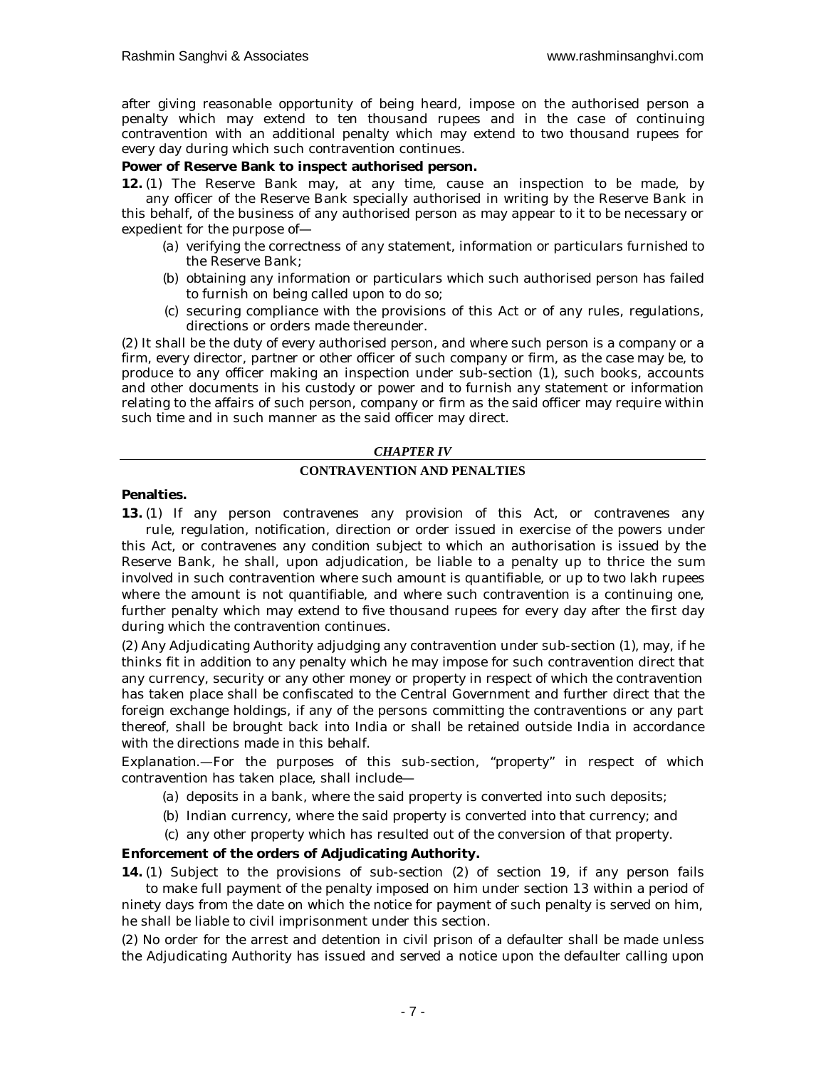after giving reasonable opportunity of being heard, impose on the authorised person a penalty which may extend to ten thousand rupees and in the case of continuing contravention with an additional penalty which may extend to two thousand rupees for every day during which such contravention continues.

**Power of Reserve Bank to inspect authorised person.**

**12.** (1) The Reserve Bank may, at any time, cause an inspection to be made, by any officer of the Reserve Bank specially authorised in writing by the Reserve Bank in this behalf, of the business of any authorised person as may appear to it to be necessary or expedient for the purpose of—

(a) verifying the correctness of any statement, information or particulars furnished to the Reserve Bank;

(b) obtaining any information or particulars which such authorised person has failed to furnish on being called upon to do so;

(c) securing compliance with the provisions of this Act or of any rules, regulations, directions or orders made thereunder.

(2) It shall be the duty of every authorised person, and where such person is a company or a firm, every director, partner or other officer of such company or firm, as the case may be, to produce to any officer making an inspection under sub-section (1), such books, accounts and other documents in his custody or power and to furnish any statement or information relating to the affairs of such person, company or firm as the said officer may require within such time and in such manner as the said officer may direct.

## *CHAPTER IV*

## CONTRAVENTION AND PENALTIES

**Penalties.**

**13.** (1) If any person contravenes any provision of this Act, or contravenes any rule, regulation, notification, direction or order issued in exercise of the powers under this Act, or contravenes any condition subject to which an authorisation is issued by the Reserve Bank, he shall, upon adjudication, be liable to a penalty up to thrice the sum involved in such contravention where such amount is quantifiable, or up to two lakh rupees where the amount is not quantifiable, and where such contravention is a continuing one, further penalty which may extend to five thousand rupees for every day after the first day during which the contravention continues.

(2) Any Adjudicating Authority adjudging any contravention under sub-section (1), may, if he thinks fit in addition to any penalty which he may impose for such contravention direct that any currency, security or any other money or property in respect of which the contravention has taken place shall be confiscated to the Central Government and further direct that the foreign exchange holdings, if any of the persons committing the contraventions or any part thereof, shall be brought back into India or shall be retained outside India in accordance with the directions made in this behalf.

*Explanation.*—For the purposes of this sub-section, "property" in respect of which contravention has taken place, shall include—

(a) deposits in a bank, where the said property is converted into such deposits;

(b) Indian currency, where the said property is converted into that currency; and

(c) any other property which has resulted out of the conversion of that property.

**Enforcement of the orders of Adjudicating Authority.**

**14.** (1) Subject to the provisions of sub-section (2) of section 19, if any person fails to make full payment of the penalty imposed on him under section 13 within a period of ninety days from the date on which the notice for payment of such penalty is served on him, he shall be liable to civil imprisonment under this section.

(2) No order for the arrest and detention in civil prison of a defaulter shall be made unless the Adjudicating Authority has issued and served a notice upon the defaulter calling upon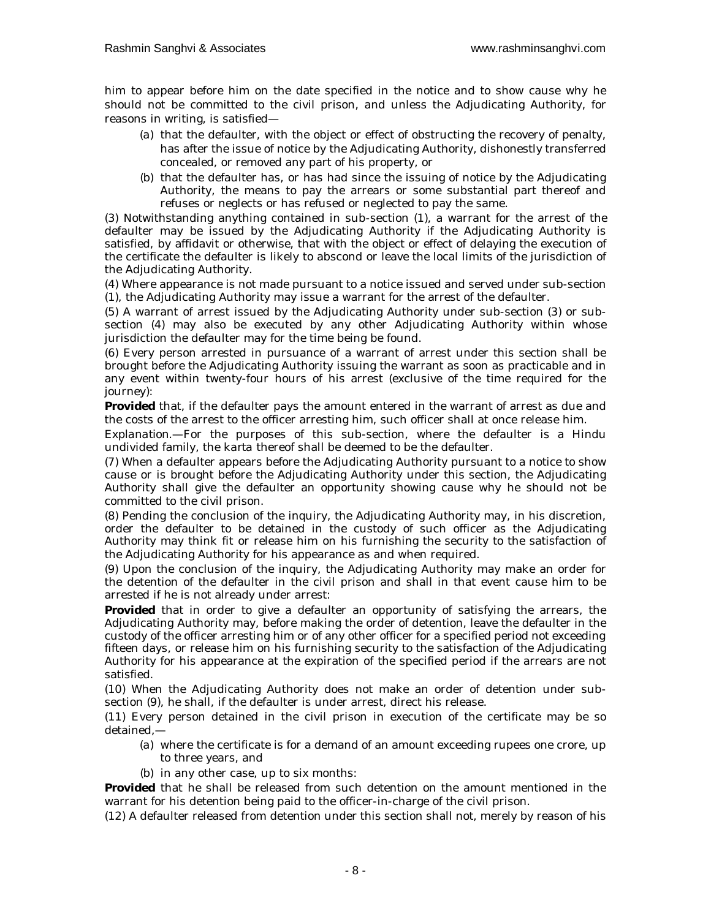him to appear before him on the date specified in the notice and to show cause why he should not be committed to the civil prison, and unless the Adjudicating Authority, for reasons in writing, is satisfied—

(a) that the defaulter, with the object or effect of obstructing the recovery of penalty, has after the issue of notice by the Adjudicating Authority, dishonestly transferred concealed, or removed any part of his property, or

(b) that the defaulter has, or has had since the issuing of notice by the Adjudicating Authority, the means to pay the arrears or some substantial part thereof and refuses or neglects or has refused or neglected to pay the same.

(3) Notwithstanding anything contained in sub-section (1), a warrant for the arrest of the defaulter may be issued by the Adjudicating Authority if the Adjudicating Authority is satisfied, by affidavit or otherwise, that with the object or effect of delaying the execution of the certificate the defaulter is likely to abscond or leave the local limits of the jurisdiction of the Adjudicating Authority.

(4) Where appearance is not made pursuant to a notice issued and served under sub-section (1), the Adjudicating Authority may issue a warrant for the arrest of the defaulter.

(5) A warrant of arrest issued by the Adjudicating Authority under sub-section (3) or sub-section (4) may also be executed by any other Adjudicating Authority within whose jurisdiction the defaulter may for the time being be found.

(6) Every person arrested in pursuance of a warrant of arrest under this section shall be brought before the Adjudicating Authority issuing the warrant as soon as practicable and in any event within twenty-four hours of his arrest (exclusive of the time required for the journey):

**Provided** that, if the defaulter pays the amount entered in the warrant of arrest as due and the costs of the arrest to the officer arresting him, such officer shall at once release him.

*Explanation*.—For the purposes of this sub-section, where the defaulter is a Hindu undivided family, the *karta* thereof shall be deemed to be the defaulter.

(7) When a defaulter appears before the Adjudicating Authority pursuant to a notice to show cause or is brought before the Adjudicating Authority under this section, the Adjudicating Authority shall give the defaulter an opportunity showing cause why he should not be committed to the civil prison.

(8) Pending the conclusion of the inquiry, the Adjudicating Authority may, in his discretion, order the defaulter to be detained in the custody of such officer as the Adjudicating Authority may think fit or release him on his furnishing the security to the satisfaction of the Adjudicating Authority for his appearance as and when required.

(9) Upon the conclusion of the inquiry, the Adjudicating Authority may make an order for the detention of the defaulter in the civil prison and shall in that event cause him to be arrested if he is not already under arrest:

**Provided** that in order to give a defaulter an opportunity of satisfying the arrears, the Adjudicating Authority may, before making the order of detention, leave the defaulter in the custody of the officer arresting him or of any other officer for a specified period not exceeding fifteen days, or release him on his furnishing security to the satisfaction of the Adjudicating Authority for his appearance at the expiration of the specified period if the arrears are not satisfied.

(10) When the Adjudicating Authority does not make an order of detention under sub-section (9), he shall, if the defaulter is under arrest, direct his release.

(11) Every person detained in the civil prison in execution of the certificate may be so detained,—

(a) where the certificate is for a demand of an amount exceeding rupees one crore, up to three years, and

(b) in any other case, up to six months:

**Provided** that he shall be released from such detention on the amount mentioned in the warrant for his detention being paid to the officer-in-charge of the civil prison.

(12) A defaulter released from detention under this section shall not, merely by reason of his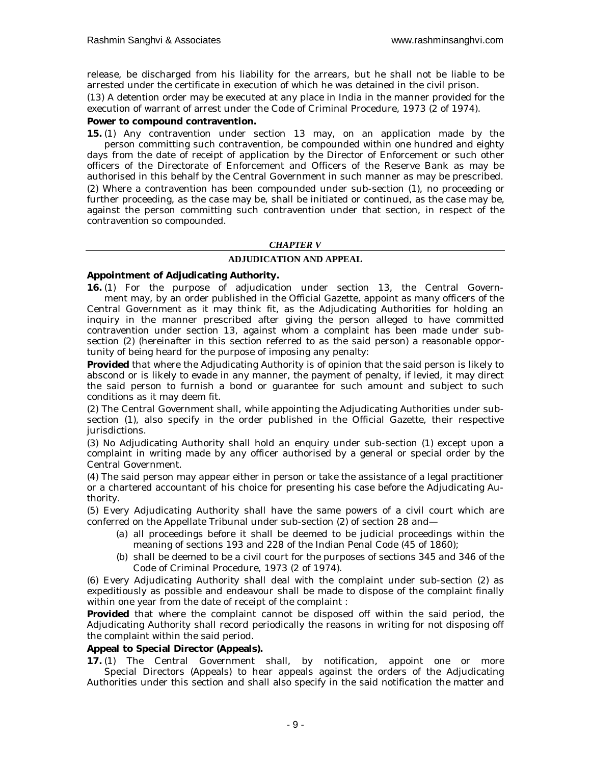release, be discharged from his liability for the arrears, but he shall not be liable to be arrested under the certificate in execution of which he was detained in the civil prison.

(13) A detention order may be executed at any place in India in the manner provided for the execution of warrant of arrest under the Code of Criminal Procedure, 1973 (2 of 1974).

**Power to compound contravention.**

**15.** (1) Any contravention under section 13 may, on an application made by the person committing such contravention, be compounded within one hundred and eighty days from the date of receipt of application by the Director of Enforcement or such other officers of the Directorate of Enforcement and Officers of the Reserve Bank as may be authorised in this behalf by the Central Government in such manner as may be prescribed.

(2) Where a contravention has been compounded under sub-section (1), no proceeding or further proceeding, as the case may be, shall be initiated or continued, as the case may be, against the person committing such contravention under that section, in respect of the contravention so compounded.

## *CHAPTER V*

## ADJUDICATION AND APPEAL

**Appointment of Adjudicating Authority.**

**16.** (1) For the purpose of adjudication under section 13, the Central Government may, by an order published in the Official Gazette, appoint as many officers of the Central Government as it may think fit, as the Adjudicating Authorities for holding an inquiry in the manner prescribed after giving the person alleged to have committed contravention under section 13, against whom a complaint has been made under sub-section (2) (hereinafter in this section referred to as the said person) a reasonable opportunity of being heard for the purpose of imposing any penalty:

**Provided** that where the Adjudicating Authority is of opinion that the said person is likely to abscond or is likely to evade in any manner, the payment of penalty, if levied, it may direct the said person to furnish a bond or guarantee for such amount and subject to such conditions as it may deem fit.

(2) The Central Government shall, while appointing the Adjudicating Authorities under sub-section (1), also specify in the order published in the Official Gazette, their respective jurisdictions.

(3) No Adjudicating Authority shall hold an enquiry under sub-section (1) except upon a complaint in writing made by any officer authorised by a general or special order by the Central Government.

(4) The said person may appear either in person or take the assistance of a legal practitioner or a chartered accountant of his choice for presenting his case before the Adjudicating Authority.

(5) Every Adjudicating Authority shall have the same powers of a civil court which are conferred on the Appellate Tribunal under sub-section (2) of section 28 and—

- (a) all proceedings before it shall be deemed to be judicial proceedings within the meaning of sections 193 and 228 of the Indian Penal Code (45 of 1860);
- (b) shall be deemed to be a civil court for the purposes of sections 345 and 346 of the Code of Criminal Procedure, 1973 (2 of 1974).

(6) Every Adjudicating Authority shall deal with the complaint under sub-section (2) as expeditiously as possible and endeavour shall be made to dispose of the complaint finally within one year from the date of receipt of the complaint :

**Provided** that where the complaint cannot be disposed off within the said period, the Adjudicating Authority shall record periodically the reasons in writing for not disposing off the complaint within the said period.

**Appeal to Special Director (Appeals).**

**17.** (1) The Central Government shall, by notification, appoint one or more Special Directors (Appeals) to hear appeals against the orders of the Adjudicating Authorities under this section and shall also specify in the said notification the matter and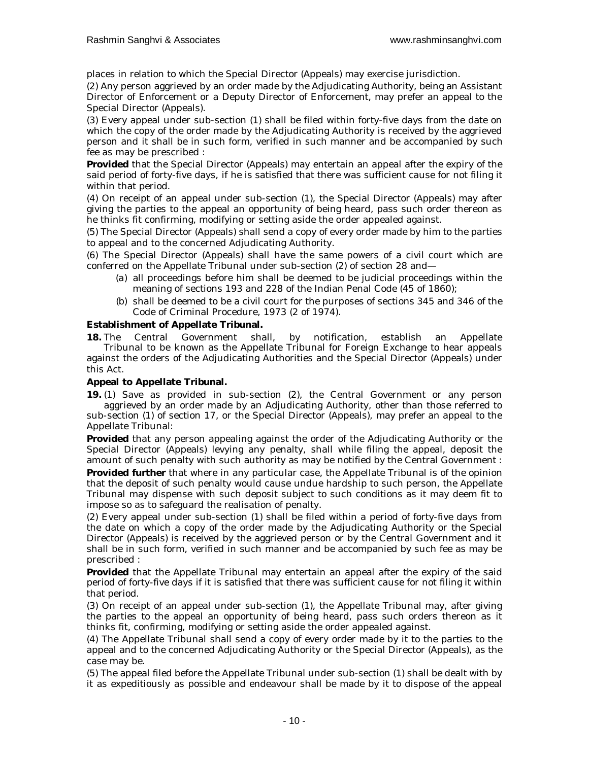places in relation to which the Special Director (Appeals) may exercise jurisdiction.

(2) Any person aggrieved by an order made by the Adjudicating Authority, being an Assistant Director of Enforcement or a Deputy Director of Enforcement, may prefer an appeal to the Special Director (Appeals).

(3) Every appeal under sub-section (1) shall be filed within forty-five days from the date on which the copy of the order made by the Adjudicating Authority is received by the aggrieved person and it shall be in such form, verified in such manner and be accompanied by such fee as may be prescribed :

**Provided** that the Special Director (Appeals) may entertain an appeal after the expiry of the said period of forty-five days, if he is satisfied that there was sufficient cause for not filing it within that period.

(4) On receipt of an appeal under sub-section (1), the Special Director (Appeals) may after giving the parties to the appeal an opportunity of being heard, pass such order thereon as he thinks fit confirming, modifying or setting aside the order appealed against.

(5) The Special Director (Appeals) shall send a copy of every order made by him to the parties to appeal and to the concerned Adjudicating Authority.

(6) The Special Director (Appeals) shall have the same powers of a civil court which are conferred on the Appellate Tribunal under sub-section (2) of section 28 and—

(a) all proceedings before him shall be deemed to be judicial proceedings within the meaning of sections 193 and 228 of the Indian Penal Code (45 of 1860);

(b) shall be deemed to be a civil court for the purposes of sections 345 and 346 of the Code of Criminal Procedure, 1973 (2 of 1974).

**Establishment of Appellate Tribunal.**

**18.** The Central Government shall, by notification, establish an Appellate Tribunal to be known as the Appellate Tribunal for Foreign Exchange to hear appeals against the orders of the Adjudicating Authorities and the Special Director (Appeals) under this Act.

**Appeal to Appellate Tribunal.**

**19.** (1) Save as provided in sub-section (2), the Central Government or any person aggrieved by an order made by an Adjudicating Authority, other than those referred to sub-section (1) of section 17, or the Special Director (Appeals), may prefer an appeal to the Appellate Tribunal:

**Provided** that any person appealing against the order of the Adjudicating Authority or the Special Director (Appeals) levying any penalty, shall while filing the appeal, deposit the amount of such penalty with such authority as may be notified by the Central Government :

**Provided further** that where in any particular case, the Appellate Tribunal is of the opinion that the deposit of such penalty would cause undue hardship to such person, the Appellate Tribunal may dispense with such deposit subject to such conditions as it may deem fit to impose so as to safeguard the realisation of penalty.

(2) Every appeal under sub-section (1) shall be filed within a period of forty-five days from the date on which a copy of the order made by the Adjudicating Authority or the Special Director (Appeals) is received by the aggrieved person or by the Central Government and it shall be in such form, verified in such manner and be accompanied by such fee as may be prescribed :

**Provided** that the Appellate Tribunal may entertain an appeal after the expiry of the said period of forty-five days if it is satisfied that there was sufficient cause for not filing it within that period.

(3) On receipt of an appeal under sub-section (1), the Appellate Tribunal may, after giving the parties to the appeal an opportunity of being heard, pass such orders thereon as it thinks fit, confirming, modifying or setting aside the order appealed against.

(4) The Appellate Tribunal shall send a copy of every order made by it to the parties to the appeal and to the concerned Adjudicating Authority or the Special Director (Appeals), as the case may be.

(5) The appeal filed before the Appellate Tribunal under sub-section (1) shall be dealt with by it as expeditiously as possible and endeavour shall be made by it to dispose of the appeal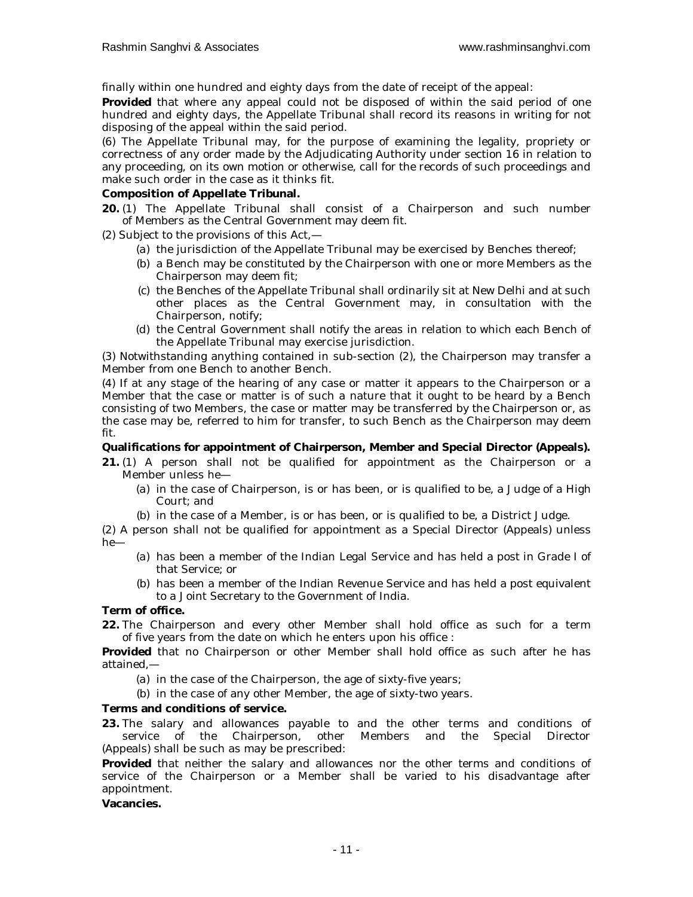finally within one hundred and eighty days from the date of receipt of the appeal:

**Provided** that where any appeal could not be disposed of within the said period of one hundred and eighty days, the Appellate Tribunal shall record its reasons in writing for not disposing of the appeal within the said period.

(6) The Appellate Tribunal may, for the purpose of examining the legality, propriety or correctness of any order made by the Adjudicating Authority under section 16 in relation to any proceeding, on its own motion or otherwise, call for the records of such proceedings and make such order in the case as it thinks fit.

**Composition of Appellate Tribunal.**

**20.** (1) The Appellate Tribunal shall consist of a Chairperson and such number of Members as the Central Government may deem fit.

(2) Subject to the provisions of this Act,—

(a) the jurisdiction of the Appellate Tribunal may be exercised by Benches thereof;

(b) a Bench may be constituted by the Chairperson with one or more Members as the Chairperson may deem fit;

(c) the Benches of the Appellate Tribunal shall ordinarily sit at New Delhi and at such other places as the Central Government may, in consultation with the Chairperson, notify;

(d) the Central Government shall notify the areas in relation to which each Bench of the Appellate Tribunal may exercise jurisdiction.

(3) Notwithstanding anything contained in sub-section (2), the Chairperson may transfer a Member from one Bench to another Bench.

(4) If at any stage of the hearing of any case or matter it appears to the Chairperson or a Member that the case or matter is of such a nature that it ought to be heard by a Bench consisting of two Members, the case or matter may be transferred by the Chairperson or, as the case may be, referred to him for transfer, to such Bench as the Chairperson may deem fit.

**Qualifications for appointment of Chairperson, Member and Special Director (Appeals).**

**21.** (1) A person shall not be qualified for appointment as the Chairperson or a Member unless he—

(a) in the case of Chairperson, is or has been, or is qualified to be, a Judge of a High Court; and

(b) in the case of a Member, is or has been, or is qualified to be, a District Judge.

(2) A person shall not be qualified for appointment as a Special Director (Appeals) unless he—

(a) has been a member of the Indian Legal Service and has held a post in Grade I of that Service; or

(b) has been a member of the Indian Revenue Service and has held a post equivalent to a Joint Secretary to the Government of India.

**Term of office.**

**22.** The Chairperson and every other Member shall hold office as such for a term of five years from the date on which he enters upon his office :

**Provided** that no Chairperson or other Member shall hold office as such after he has attained,—

(a) in the case of the Chairperson, the age of sixty-five years;

(b) in the case of any other Member, the age of sixty-two years.

**Terms and conditions of service.**

**23.** The salary and allowances payable to and the other terms and conditions of service of the Chairperson, other Members and the Special Director (Appeals) shall be such as may be prescribed:

**Provided** that neither the salary and allowances nor the other terms and conditions of service of the Chairperson or a Member shall be varied to his disadvantage after appointment.

**Vacancies.**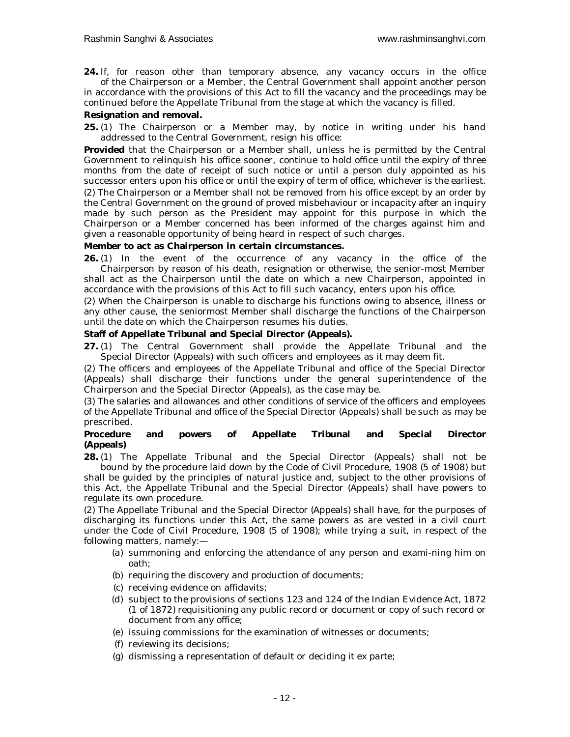**24.** If, for reason other than temporary absence, any vacancy occurs in the office of the Chairperson or a Member, the Central Government shall appoint another person in accordance with the provisions of this Act to fill the vacancy and the proceedings may be continued before the Appellate Tribunal from the stage at which the vacancy is filled.

**Resignation and removal.**

**25.** (1) The Chairperson or a Member may, by notice in writing under his hand addressed to the Central Government, resign his office:

**Provided** that the Chairperson or a Member shall, unless he is permitted by the Central Government to relinquish his office sooner, continue to hold office until the expiry of three months from the date of receipt of such notice or until a person duly appointed as his successor enters upon his office or until the expiry of term of office, whichever is the earliest.

(2) The Chairperson or a Member shall not be removed from his office except by an order by the Central Government on the ground of proved misbehaviour or incapacity after an inquiry made by such person as the President may appoint for this purpose in which the Chairperson or a Member concerned has been informed of the charges against him and given a reasonable opportunity of being heard in respect of such charges.

**Member to act as Chairperson in certain circumstances.**

**26.** (1) In the event of the occurrence of any vacancy in the office of the Chairperson by reason of his death, resignation or otherwise, the senior-most Member shall act as the Chairperson until the date on which a new Chairperson, appointed in accordance with the provisions of this Act to fill such vacancy, enters upon his office.

(2) When the Chairperson is unable to discharge his functions owing to absence, illness or any other cause, the seniormost Member shall discharge the functions of the Chairperson until the date on which the Chairperson resumes his duties.

**Staff of Appellate Tribunal and Special Director (Appeals).**

**27.** (1) The Central Government shall provide the Appellate Tribunal and the Special Director (Appeals) with such officers and employees as it may deem fit.

(2) The officers and employees of the Appellate Tribunal and office of the Special Director (Appeals) shall discharge their functions under the general superintendence of the Chairperson and the Special Director (Appeals), as the case may be.

(3) The salaries and allowances and other conditions of service of the officers and employees of the Appellate Tribunal and office of the Special Director (Appeals) shall be such as may be prescribed.

**Procedure and powers of Appellate Tribunal and Special Director (Appeals)**

**28.** (1) The Appellate Tribunal and the Special Director (Appeals) shall not be bound by the procedure laid down by the Code of Civil Procedure, 1908 (5 of 1908) but shall be guided by the principles of natural justice and, subject to the other provisions of this Act, the Appellate Tribunal and the Special Director (Appeals) shall have powers to regulate its own procedure.

(2) The Appellate Tribunal and the Special Director (Appeals) shall have, for the purposes of discharging its functions under this Act, the same powers as are vested in a civil court under the Code of Civil Procedure, 1908 (5 of 1908); while trying a suit, in respect of the following matters, namely:—

- (a) summoning and enforcing the attendance of any person and exami-ning him on oath;
- (b) requiring the discovery and production of documents;
- (c) receiving evidence on affidavits;
- (d) subject to the provisions of sections 123 and 124 of the Indian Evidence Act, 1872 (1 of 1872) requisitioning any public record or document or copy of such record or document from any office;
- (e) issuing commissions for the examination of witnesses or documents;
- (f) reviewing its decisions;
- (g) dismissing a representation of default or deciding it ex parte;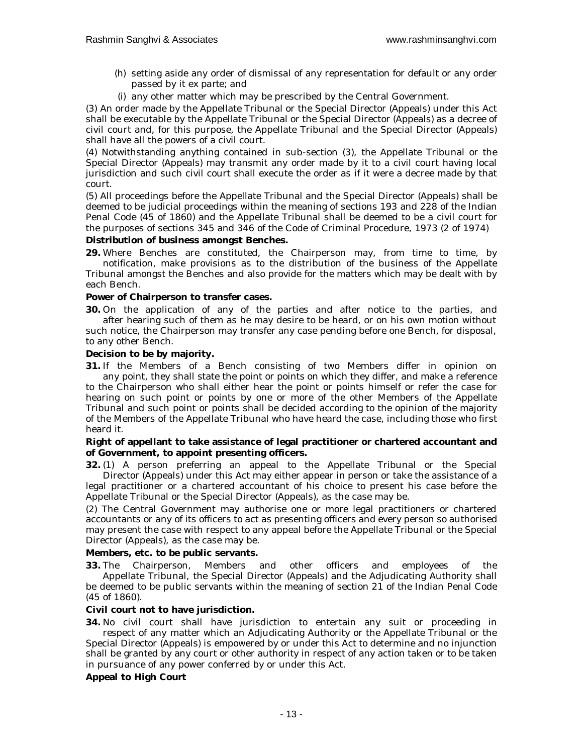(h) setting aside any order of dismissal of any representation for default or any order passed by it ex parte; and

(i) any other matter which may be prescribed by the Central Government.

(3) An order made by the Appellate Tribunal or the Special Director (Appeals) under this Act shall be executable by the Appellate Tribunal or the Special Director (Appeals) as a decree of civil court and, for this purpose, the Appellate Tribunal and the Special Director (Appeals) shall have all the powers of a civil court.

(4) Notwithstanding anything contained in sub-section (3), the Appellate Tribunal or the Special Director (Appeals) may transmit any order made by it to a civil court having local jurisdiction and such civil court shall execute the order as if it were a decree made by that court.

(5) All proceedings before the Appellate Tribunal and the Special Director (Appeals) shall be deemed to be judicial proceedings within the meaning of sections 193 and 228 of the Indian Penal Code (45 of 1860) and the Appellate Tribunal shall be deemed to be a civil court for the purposes of sections 345 and 346 of the Code of Criminal Procedure, 1973 (2 of 1974)

**Distribution of business amongst Benches.**

**29.** Where Benches are constituted, the Chairperson may, from time to time, by notification, make provisions as to the distribution of the business of the Appellate Tribunal amongst the Benches and also provide for the matters which may be dealt with by each Bench.

**Power of Chairperson to transfer cases.**

**30.** On the application of any of the parties and after notice to the parties, and after hearing such of them as he may desire to be heard, or on his own motion without such notice, the Chairperson may transfer any case pending before one Bench, for disposal, to any other Bench.

**Decision to be by majority.**

**31.** If the Members of a Bench consisting of two Members differ in opinion on any point, they shall state the point or points on which they differ, and make a reference to the Chairperson who shall either hear the point or points himself or refer the case for hearing on such point or points by one or more of the other Members of the Appellate Tribunal and such point or points shall be decided according to the opinion of the majority of the Members of the Appellate Tribunal who have heard the case, including those who first heard it.

**Right of appellant to take assistance of legal practitioner or chartered accountant and of Government, to appoint presenting officers.**

**32.** (1) A person preferring an appeal to the Appellate Tribunal or the Special Director (Appeals) under this Act may either appear in person or take the assistance of a legal practitioner or a chartered accountant of his choice to present his case before the Appellate Tribunal or the Special Director (Appeals), as the case may be.

(2) The Central Government may authorise one or more legal practitioners or chartered accountants or any of its officers to act as presenting officers and every person so authorised may present the case with respect to any appeal before the Appellate Tribunal or the Special Director (Appeals), as the case may be.

**Members, etc. to be public servants.**

**33.** The Chairperson, Members and other officers and employees of the Appellate Tribunal, the Special Director (Appeals) and the Adjudicating Authority shall be deemed to be public servants within the meaning of section 21 of the Indian Penal Code (45 of 1860).

**Civil court not to have jurisdiction.**

**34.** No civil court shall have jurisdiction to entertain any suit or proceeding in respect of any matter which an Adjudicating Authority or the Appellate Tribunal or the Special Director (Appeals) is empowered by or under this Act to determine and no injunction shall be granted by any court or other authority in respect of any action taken or to be taken in pursuance of any power conferred by or under this Act.

**Appeal to High Court**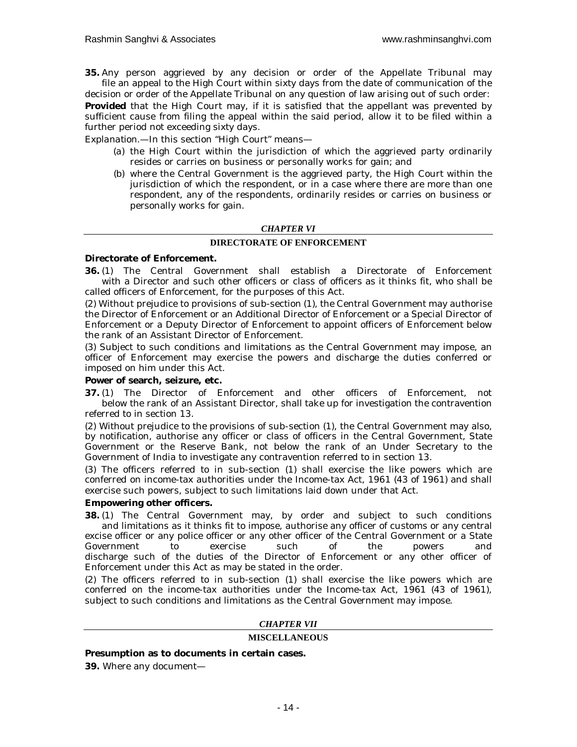**35.** Any person aggrieved by any decision or order of the Appellate Tribunal may file an appeal to the High Court within sixty days from the date of communication of the decision or order of the Appellate Tribunal on any question of law arising out of such order:

**Provided** that the High Court may, if it is satisfied that the appellant was prevented by sufficient cause from filing the appeal within the said period, allow it to be filed within a further period not exceeding sixty days.

*Explanation.*—In this section "High Court" means—

(a) the High Court within the jurisdiction of which the aggrieved party ordinarily resides or carries on business or personally works for gain; and

(b) where the Central Government is the aggrieved party, the High Court within the jurisdiction of which the respondent, or in a case where there are more than one respondent, any of the respondents, ordinarily resides or carries on business or personally works for gain.

## *CHAPTER VI*

## DIRECTORATE OF ENFORCEMENT

**Directorate of Enforcement.**

**36.** (1) The Central Government shall establish a Directorate of Enforcement with a Director and such other officers or class of officers as it thinks fit, who shall be called officers of Enforcement, for the purposes of this Act.

(2) Without prejudice to provisions of sub-section (1), the Central Government may authorise the Director of Enforcement or an Additional Director of Enforcement or a Special Director of Enforcement or a Deputy Director of Enforcement to appoint officers of Enforcement below the rank of an Assistant Director of Enforcement.

(3) Subject to such conditions and limitations as the Central Government may impose, an officer of Enforcement may exercise the powers and discharge the duties conferred or imposed on him under this Act.

**Power of search, seizure, etc.**

**37.** (1) The Director of Enforcement and other officers of Enforcement, not below the rank of an Assistant Director, shall take up for investigation the contravention referred to in section 13.

(2) Without prejudice to the provisions of sub-section (1), the Central Government may also, by notification, authorise any officer or class of officers in the Central Government, State Government or the Reserve Bank, not below the rank of an Under Secretary to the Government of India to investigate any contravention referred to in section 13.

(3) The officers referred to in sub-section (1) shall exercise the like powers which are conferred on income-tax authorities under the Income-tax Act, 1961 (43 of 1961) and shall exercise such powers, subject to such limitations laid down under that Act.

**Empowering other officers.**

**38.** (1) The Central Government may, by order and subject to such conditions and limitations as it thinks fit to impose, authorise any officer of customs or any central excise officer or any police officer or any other officer of the Central Government or a State Government to exercise such of the powers and discharge such of the duties of the Director of Enforcement or any other officer of Enforcement under this Act as may be stated in the order.

(2) The officers referred to in sub-section (1) shall exercise the like powers which are conferred on the income-tax authorities under the Income-tax Act, 1961 (43 of 1961), subject to such conditions and limitations as the Central Government may impose.

## *CHAPTER VII*

## MISCELLANEOUS

**Presumption as to documents in certain cases.**

**39.** Where any document—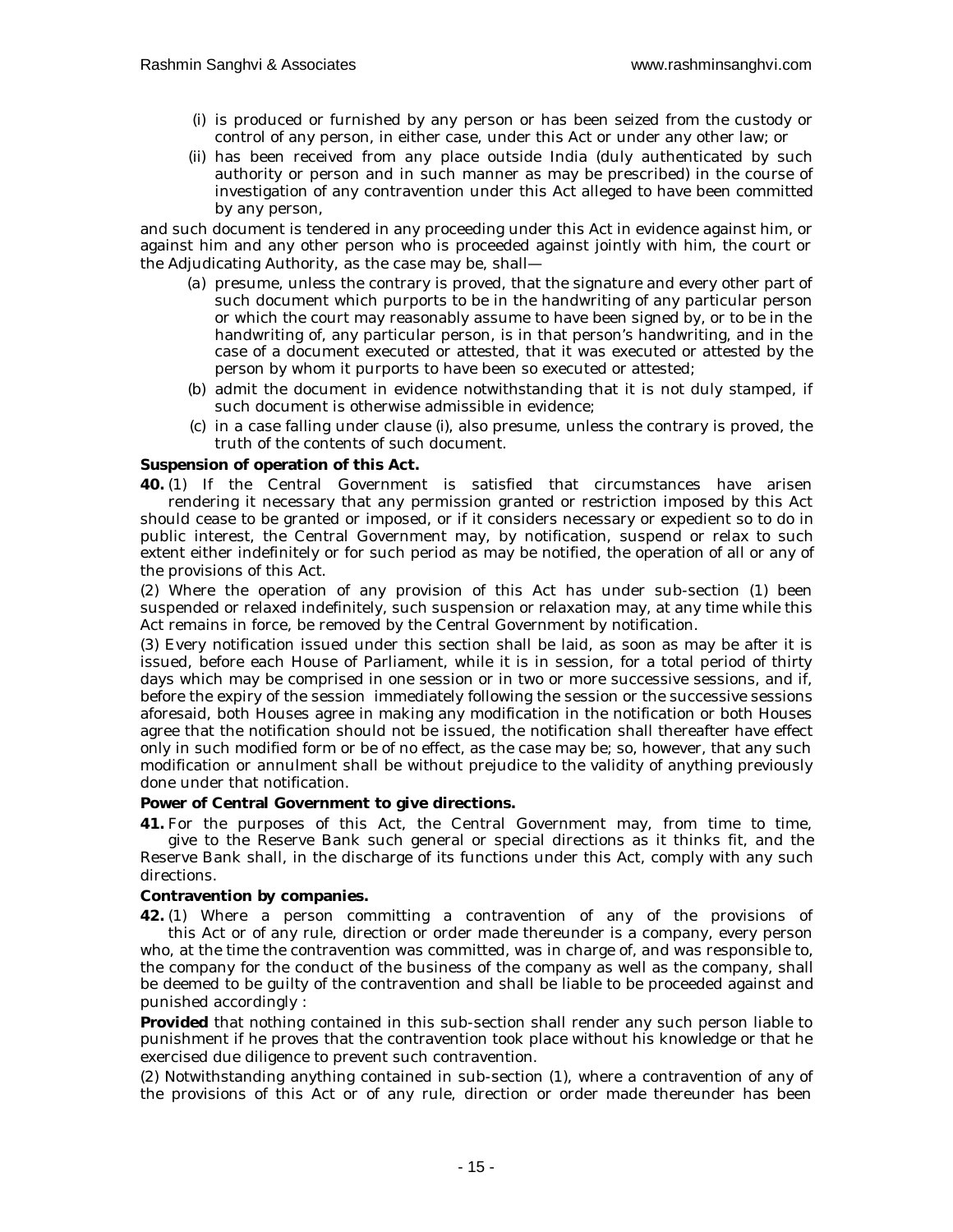(i) is produced or furnished by any person or has been seized from the custody or control of any person, in either case, under this Act or under any other law; or

(ii) has been received from any place outside India (duly authenticated by such authority or person and in such manner as may be prescribed) in the course of investigation of any contravention under this Act alleged to have been committed by any person,

and such document is tendered in any proceeding under this Act in evidence against him, or against him and any other person who is proceeded against jointly with him, the court or the Adjudicating Authority, as the case may be, shall—

(a) presume, unless the contrary is proved, that the signature and every other part of such document which purports to be in the handwriting of any particular person or which the court may reasonably assume to have been signed by, or to be in the handwriting of, any particular person, is in that person's handwriting, and in the case of a document executed or attested, that it was executed or attested by the person by whom it purports to have been so executed or attested;

(b) admit the document in evidence notwithstanding that it is not duly stamped, if such document is otherwise admissible in evidence;

(c) in a case falling under clause (i), also presume, unless the contrary is proved, the truth of the contents of such document.

**Suspension of operation of this Act.**

**40.** (1) If the Central Government is satisfied that circumstances have arisen rendering it necessary that any permission granted or restriction imposed by this Act should cease to be granted or imposed, or if it considers necessary or expedient so to do in public interest, the Central Government may, by notification, suspend or relax to such extent either indefinitely or for such period as may be notified, the operation of all or any of the provisions of this Act.

(2) Where the operation of any provision of this Act has under sub-section (1) been suspended or relaxed indefinitely, such suspension or relaxation may, at any time while this Act remains in force, be removed by the Central Government by notification.

(3) Every notification issued under this section shall be laid, as soon as may be after it is issued, before each House of Parliament, while it is in session, for a total period of thirty days which may be comprised in one session or in two or more successive sessions, and if, before the expiry of the session immediately following the session or the successive sessions aforesaid, both Houses agree in making any modification in the notification or both Houses agree that the notification should not be issued, the notification shall thereafter have effect only in such modified form or be of no effect, as the case may be; so, however, that any such modification or annulment shall be without prejudice to the validity of anything previously done under that notification.

**Power of Central Government to give directions.**

**41.** For the purposes of this Act, the Central Government may, from time to time, give to the Reserve Bank such general or special directions as it thinks fit, and the Reserve Bank shall, in the discharge of its functions under this Act, comply with any such directions.

**Contravention by companies.**

**42.** (1) Where a person committing a contravention of any of the provisions of this Act or of any rule, direction or order made thereunder is a company, every person who, at the time the contravention was committed, was in charge of, and was responsible to, the company for the conduct of the business of the company as well as the company, shall be deemed to be guilty of the contravention and shall be liable to be proceeded against and punished accordingly :

**Provided** that nothing contained in this sub-section shall render any such person liable to punishment if he proves that the contravention took place without his knowledge or that he exercised due diligence to prevent such contravention.

(2) Notwithstanding anything contained in sub-section (1), where a contravention of any of the provisions of this Act or of any rule, direction or order made thereunder has been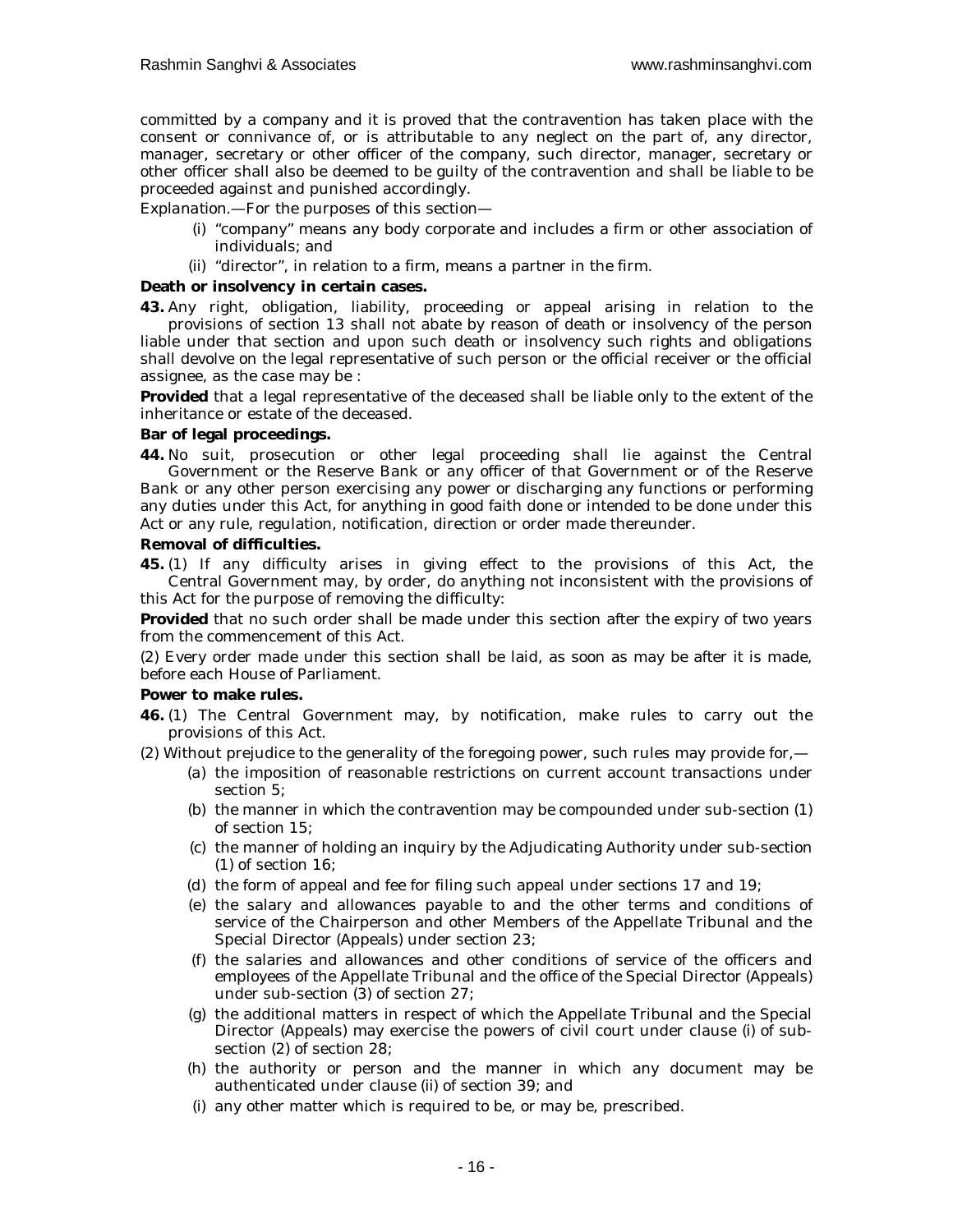committed by a company and it is proved that the contravention has taken place with the consent or connivance of, or is attributable to any neglect on the part of, any director, manager, secretary or other officer of the company, such director, manager, secretary or other officer shall also be deemed to be guilty of the contravention and shall be liable to be proceeded against and punished accordingly.

*Explanation*.—For the purposes of this section—

(i) "company" means any body corporate and includes a firm or other association of individuals; and

(ii) "director", in relation to a firm, means a partner in the firm.

**Death or insolvency in certain cases.**

**43.** Any right, obligation, liability, proceeding or appeal arising in relation to the provisions of section 13 shall not abate by reason of death or insolvency of the person liable under that section and upon such death or insolvency such rights and obligations shall devolve on the legal representative of such person or the official receiver or the official assignee, as the case may be :

**Provided** that a legal representative of the deceased shall be liable only to the extent of the inheritance or estate of the deceased.

**Bar of legal proceedings.**

**44.** No suit, prosecution or other legal proceeding shall lie against the Central Government or the Reserve Bank or any officer of that Government or of the Reserve Bank or any other person exercising any power or discharging any functions or performing any duties under this Act, for anything in good faith done or intended to be done under this Act or any rule, regulation, notification, direction or order made thereunder.

**Removal of difficulties.**

**45.** (1) If any difficulty arises in giving effect to the provisions of this Act, the Central Government may, by order, do anything not inconsistent with the provisions of this Act for the purpose of removing the difficulty:

**Provided** that no such order shall be made under this section after the expiry of two years from the commencement of this Act.

(2) Every order made under this section shall be laid, as soon as may be after it is made, before each House of Parliament.

**Power to make rules.**

**46.** (1) The Central Government may, by notification, make rules to carry out the provisions of this Act.

(2) Without prejudice to the generality of the foregoing power, such rules may provide for,—

(a) the imposition of reasonable restrictions on current account transactions under section 5;

(b) the manner in which the contravention may be compounded under sub-section (1) of section 15;

(c) the manner of holding an inquiry by the Adjudicating Authority under sub-section (1) of section 16;

(d) the form of appeal and fee for filing such appeal under sections 17 and 19;

(e) the salary and allowances payable to and the other terms and conditions of service of the Chairperson and other Members of the Appellate Tribunal and the Special Director (Appeals) under section 23;

(f) the salaries and allowances and other conditions of service of the officers and employees of the Appellate Tribunal and the office of the Special Director (Appeals) under sub-section (3) of section 27;

(g) the additional matters in respect of which the Appellate Tribunal and the Special Director (Appeals) may exercise the powers of civil court under clause (i) of sub-section (2) of section 28;

(h) the authority or person and the manner in which any document may be authenticated under clause (ii) of section 39; and

(i) any other matter which is required to be, or may be, prescribed.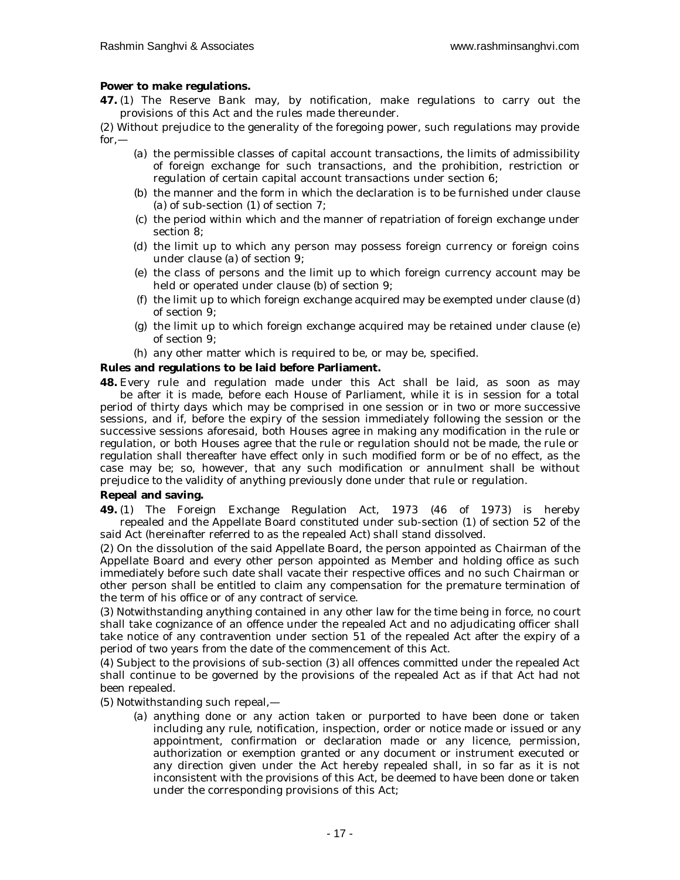**Power to make regulations.**

**47.** (1) The Reserve Bank may, by notification, make regulations to carry out the provisions of this Act and the rules made thereunder.

(2) Without prejudice to the generality of the foregoing power, such regulations may provide for,—

- (a) the permissible classes of capital account transactions, the limits of admissibility of foreign exchange for such transactions, and the prohibition, restriction or regulation of certain capital account transactions under section 6;
- (b) the manner and the form in which the declaration is to be furnished under clause (a) of sub-section (1) of section 7;
- (c) the period within which and the manner of repatriation of foreign exchange under section 8;
- (d) the limit up to which any person may possess foreign currency or foreign coins under clause (a) of section 9;
- (e) the class of persons and the limit up to which foreign currency account may be held or operated under clause (b) of section 9;
- (f) the limit up to which foreign exchange acquired may be exempted under clause (d) of section 9;
- (g) the limit up to which foreign exchange acquired may be retained under clause (e) of section 9;
- (h) any other matter which is required to be, or may be, specified.

**Rules and regulations to be laid before Parliament.**

**48.** Every rule and regulation made under this Act shall be laid, as soon as may be after it is made, before each House of Parliament, while it is in session for a total period of thirty days which may be comprised in one session or in two or more successive sessions, and if, before the expiry of the session immediately following the session or the successive sessions aforesaid, both Houses agree in making any modification in the rule or regulation, or both Houses agree that the rule or regulation should not be made, the rule or regulation shall thereafter have effect only in such modified form or be of no effect, as the case may be; so, however, that any such modification or annulment shall be without prejudice to the validity of anything previously done under that rule or regulation.

**Repeal and saving.**

**49.** (1) The Foreign Exchange Regulation Act, 1973 (46 of 1973) is hereby repealed and the Appellate Board constituted under sub-section (1) of section 52 of the said Act (hereinafter referred to as the repealed Act) shall stand dissolved.

(2) On the dissolution of the said Appellate Board, the person appointed as Chairman of the Appellate Board and every other person appointed as Member and holding office as such immediately before such date shall vacate their respective offices and no such Chairman or other person shall be entitled to claim any compensation for the premature termination of the term of his office or of any contract of service.

(3) Notwithstanding anything contained in any other law for the time being in force, no court shall take cognizance of an offence under the repealed Act and no adjudicating officer shall take notice of any contravention under section 51 of the repealed Act after the expiry of a period of two years from the date of the commencement of this Act.

(4) Subject to the provisions of sub-section (3) all offences committed under the repealed Act shall continue to be governed by the provisions of the repealed Act as if that Act had not been repealed.

(5) Notwithstanding such repeal,—

- (a) anything done or any action taken or purported to have been done or taken including any rule, notification, inspection, order or notice made or issued or any appointment, confirmation or declaration made or any licence, permission, authorization or exemption granted or any document or instrument executed or any direction given under the Act hereby repealed shall, in so far as it is not inconsistent with the provisions of this Act, be deemed to have been done or taken under the corresponding provisions of this Act;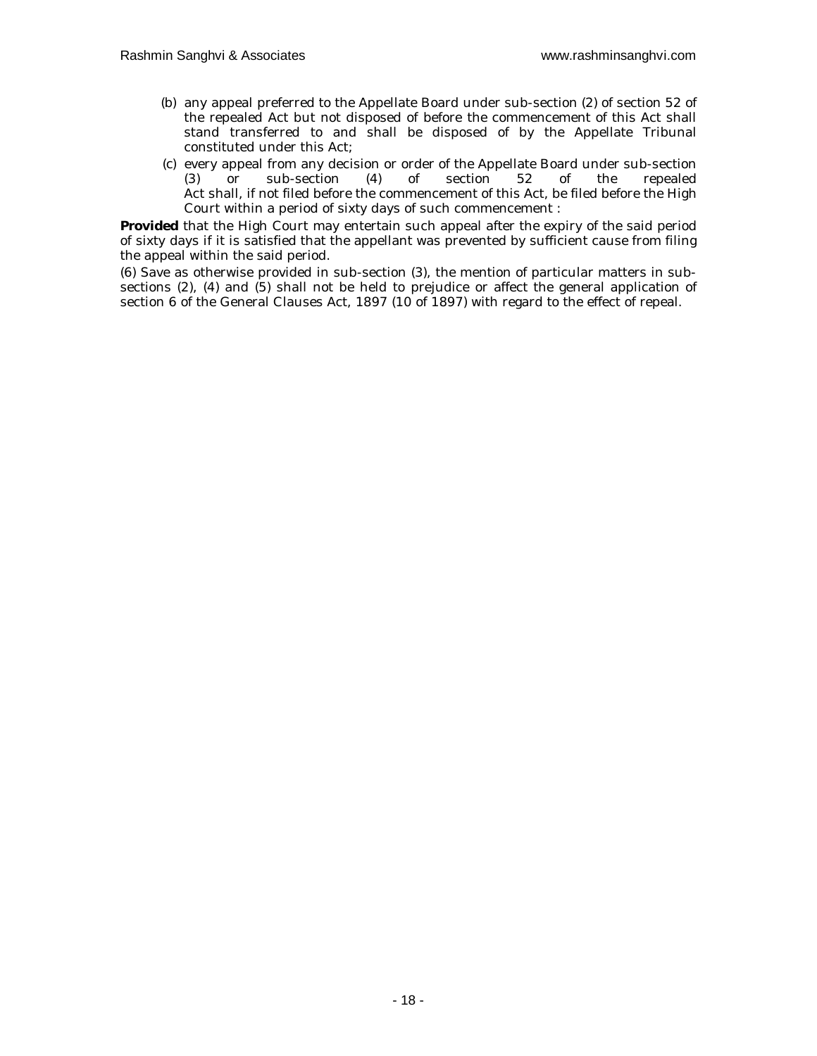(b) any appeal preferred to the Appellate Board under sub-section (2) of section 52 of the repealed Act but not disposed of before the commencement of this Act shall stand transferred to and shall be disposed of by the Appellate Tribunal constituted under this Act;

(c) every appeal from any decision or order of the Appellate Board under sub-section (3) or sub-section (4) of section 52 of the repealed Act shall, if not filed before the commencement of this Act, be filed before the High Court within a period of sixty days of such commencement :

**Provided** that the High Court may entertain such appeal after the expiry of the said period of sixty days if it is satisfied that the appellant was prevented by sufficient cause from filing the appeal within the said period.

(6) Save as otherwise provided in sub-section (3), the mention of particular matters in sub-sections (2), (4) and (5) shall not be held to prejudice or affect the general application of section 6 of the General Clauses Act, 1897 (10 of 1897) with regard to the effect of repeal.